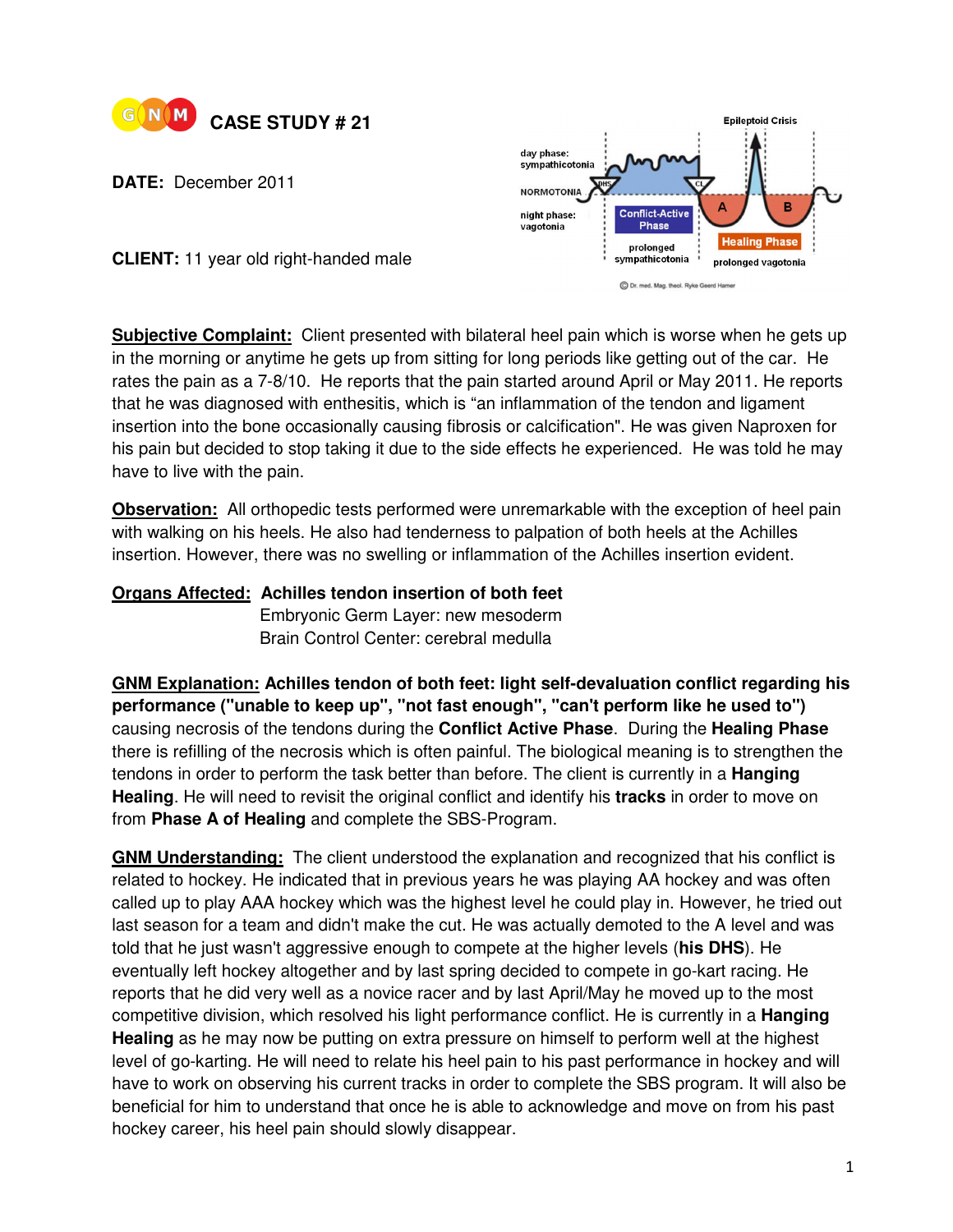**CASE STUDY # 21**

**DATE:** December 2011

**CLIENT:** 11 year old right-handed male

Epileptoid Crisis
day phase: sympathicotonia
NORMOTONIA
night phase: vagotonia
DHS
CL
Conflict-Active Phase
prolonged sympathicotonia
A
B
Healing Phase
prolonged vagotonia
© Dr. med. Mag. theol. Ryke Geerd Hamer

**Subjective Complaint:** Client presented with bilateral heel pain which is worse when he gets up in the morning or anytime he gets up from sitting for long periods like getting out of the car. He rates the pain as a 7-8/10. He reports that the pain started around April or May 2011. He reports that he was diagnosed with enthesitis, which is "an inflammation of the tendon and ligament insertion into the bone occasionally causing fibrosis or calcification". He was given Naproxen for his pain but decided to stop taking it due to the side effects he experienced. He was told he may have to live with the pain.

**Observation:** All orthopedic tests performed were unremarkable with the exception of heel pain with walking on his heels. He also had tenderness to palpation of both heels at the Achilles insertion. However, there was no swelling or inflammation of the Achilles insertion evident.

**Organs Affected:** **Achilles tendon insertion of both feet**
Embryonic Germ Layer: new mesoderm
Brain Control Center: cerebral medulla

**GNM Explanation:** **Achilles tendon of both feet: light self-devaluation conflict regarding his performance ("unable to keep up", "not fast enough", "can't perform like he used to")** causing necrosis of the tendons during the **Conflict Active Phase**. During the **Healing Phase** there is refilling of the necrosis which is often painful. The biological meaning is to strengthen the tendons in order to perform the task better than before. The client is currently in a **Hanging Healing**. He will need to revisit the original conflict and identify his **tracks** in order to move on from **Phase A of Healing** and complete the SBS-Program.

**GNM Understanding:** The client understood the explanation and recognized that his conflict is related to hockey. He indicated that in previous years he was playing AA hockey and was often called up to play AAA hockey which was the highest level he could play in. However, he tried out last season for a team and didn't make the cut. He was actually demoted to the A level and was told that he just wasn't aggressive enough to compete at the higher levels (**his DHS**). He eventually left hockey altogether and by last spring decided to compete in go-kart racing. He reports that he did very well as a novice racer and by last April/May he moved up to the most competitive division, which resolved his light performance conflict. He is currently in a **Hanging Healing** as he may now be putting on extra pressure on himself to perform well at the highest level of go-karting. He will need to relate his heel pain to his past performance in hockey and will have to work on observing his current tracks in order to complete the SBS program. It will also be beneficial for him to understand that once he is able to acknowledge and move on from his past hockey career, his heel pain should slowly disappear.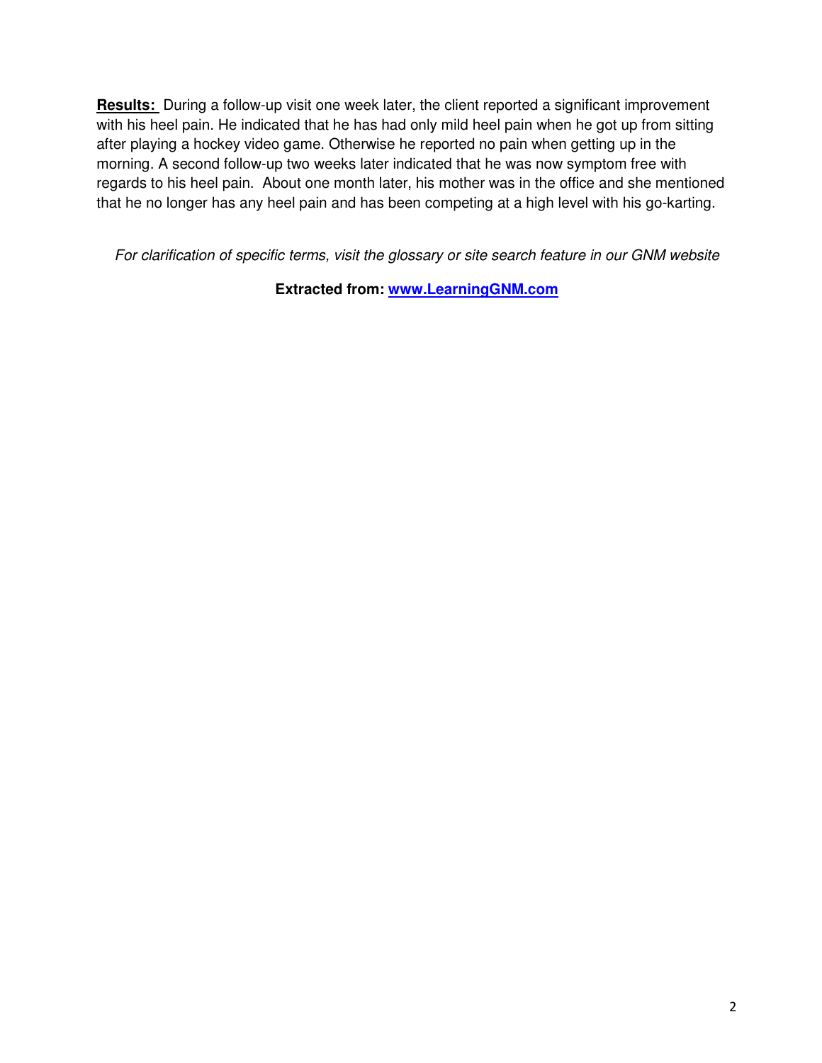**Results:** During a follow-up visit one week later, the client reported a significant improvement with his heel pain. He indicated that he has had only mild heel pain when he got up from sitting after playing a hockey video game. Otherwise he reported no pain when getting up in the morning. A second follow-up two weeks later indicated that he was now symptom free with regards to his heel pain. About one month later, his mother was in the office and she mentioned that he no longer has any heel pain and has been competing at a high level with his go-karting.

*For clarification of specific terms, visit the glossary or site search feature in our GNM website*

**Extracted from: [www.LearningGNM.com](http://www.LearningGNM.com)**